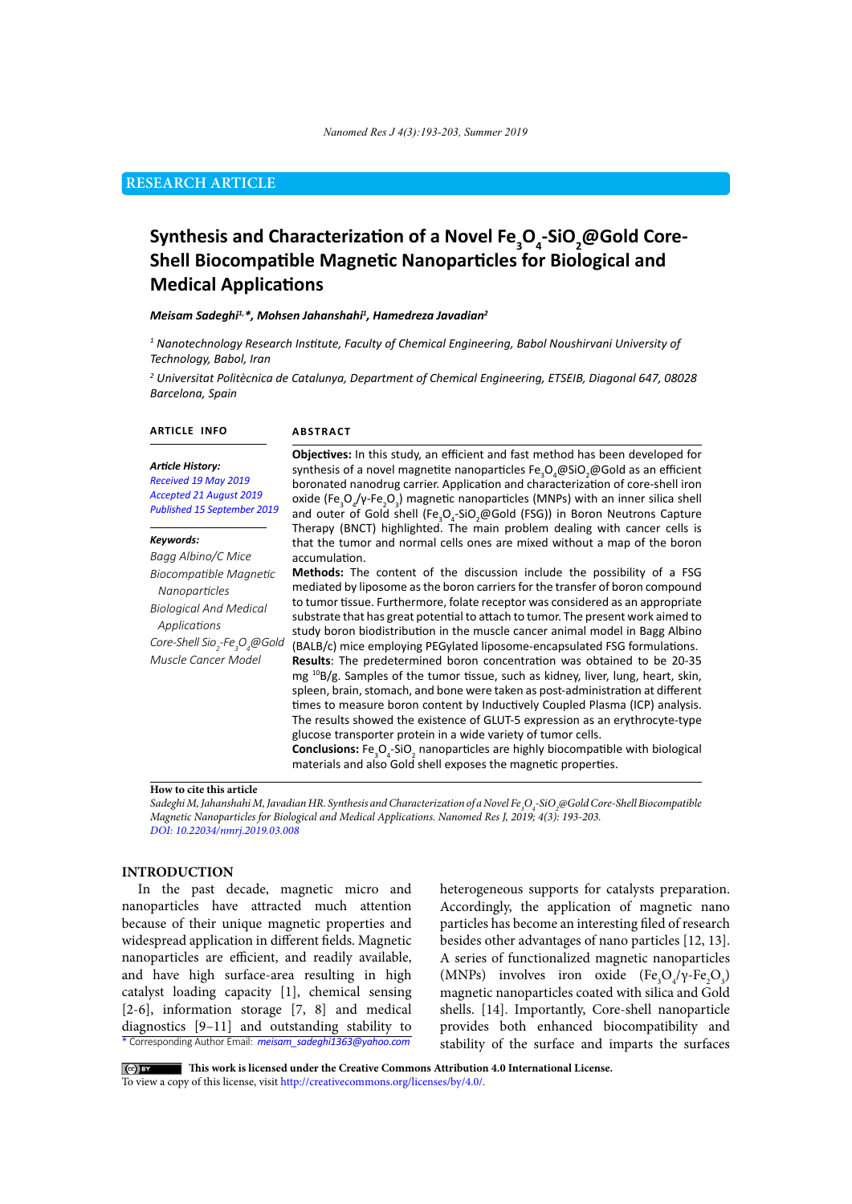RESEARCH ARTICLE

# Synthesis and Characterization of a Novel $Fe_3O_4$-$SiO_2$@Gold Core-Shell Biocompatible Magnetic Nanoparticles for Biological and Medical Applications

***Meisam Sadeghi[1,*], Mohsen Jahanshahi[1], Hamedreza Javadian[2]***

*[1] Nanotechnology Research Institute, Faculty of Chemical Engineering, Babol Noushirvani University of Technology, Babol, Iran*

*[2] Universitat Politècnica de Catalunya, Department of Chemical Engineering, ETSEIB, Diagonal 647, 08028 Barcelona, Spain*

## ARTICLE INFO

***Article History:***
*Received 19 May 2019*
*Accepted 21 August 2019*
*Published 15 September 2019*

***Keywords:***
*Bagg Albino/C Mice*
*Biocompatible Magnetic Nanoparticles*
*Biological And Medical Applications*
*Core-Shell $Sio_2$-$Fe_3O_4$@Gold*
*Muscle Cancer Model*

## ABSTRACT

**Objectives:** In this study, an efficient and fast method has been developed for synthesis of a novel magnetite nanoparticles $Fe_3O_4$@$SiO_2$@Gold as an efficient boronated nanodrug carrier. Application and characterization of core-shell iron oxide ($Fe_3O_4$/γ-$Fe_2O_3$) magnetic nanoparticles (MNPs) with an inner silica shell and outer of Gold shell ($Fe_3O_4$-$SiO_2$@Gold (FSG)) in Boron Neutrons Capture Therapy (BNCT) highlighted. The main problem dealing with cancer cells is that the tumor and normal cells ones are mixed without a map of the boron accumulation.

**Methods:** The content of the discussion include the possibility of a FSG mediated by liposome as the boron carriers for the transfer of boron compound to tumor tissue. Furthermore, folate receptor was considered as an appropriate substrate that has great potential to attach to tumor. The present work aimed to study boron biodistribution in the muscle cancer animal model in Bagg Albino (BALB/c) mice employing PEGylated liposome-encapsulated FSG formulations.

**Results**: The predetermined boron concentration was obtained to be 20-35 mg $^{10}$B/g. Samples of the tumor tissue, such as kidney, liver, lung, heart, skin, spleen, brain, stomach, and bone were taken as post-administration at different times to measure boron content by Inductively Coupled Plasma (ICP) analysis. The results showed the existence of GLUT-5 expression as an erythrocyte-type glucose transporter protein in a wide variety of tumor cells.

**Conclusions:** $Fe_3O_4$-$SiO_2$ nanoparticles are highly biocompatible with biological materials and also Gold shell exposes the magnetic properties.

**How to cite this article**
*Sadeghi M, Jahanshahi M, Javadian HR. Synthesis and Characterization of a Novel $Fe_3O_4$-$SiO_2$@Gold Core-Shell Biocompatible Magnetic Nanoparticles for Biological and Medical Applications. Nanomed Res J, 2019; 4(3): 193-203.*
*DOI: 10.22034/nmrj.2019.03.008*

## INTRODUCTION

In the past decade, magnetic micro and nanoparticles have attracted much attention because of their unique magnetic properties and widespread application in different fields. Magnetic nanoparticles are efficient, and readily available, and have high surface-area resulting in high catalyst loading capacity [1], chemical sensing [2-6], information storage [7, 8] and medical diagnostics [9–11] and outstanding stability to heterogeneous supports for catalysts preparation. Accordingly, the application of magnetic nano particles has become an interesting filed of research besides other advantages of nano particles [12, 13]. A series of functionalized magnetic nanoparticles (MNPs) involves iron oxide ($Fe_3O_4$/γ-$Fe_2O_3$) magnetic nanoparticles coated with silica and Gold shells. [14]. Importantly, Core-shell nanoparticle provides both enhanced biocompatibility and stability of the surface and imparts the surfaces

\* Corresponding Author Email: *meisam_sadeghi1363@yahoo.com*

**This work is licensed under the Creative Commons Attribution 4.0 International License.**
To view a copy of this license, visit http://creativecommons.org/licenses/by/4.0/.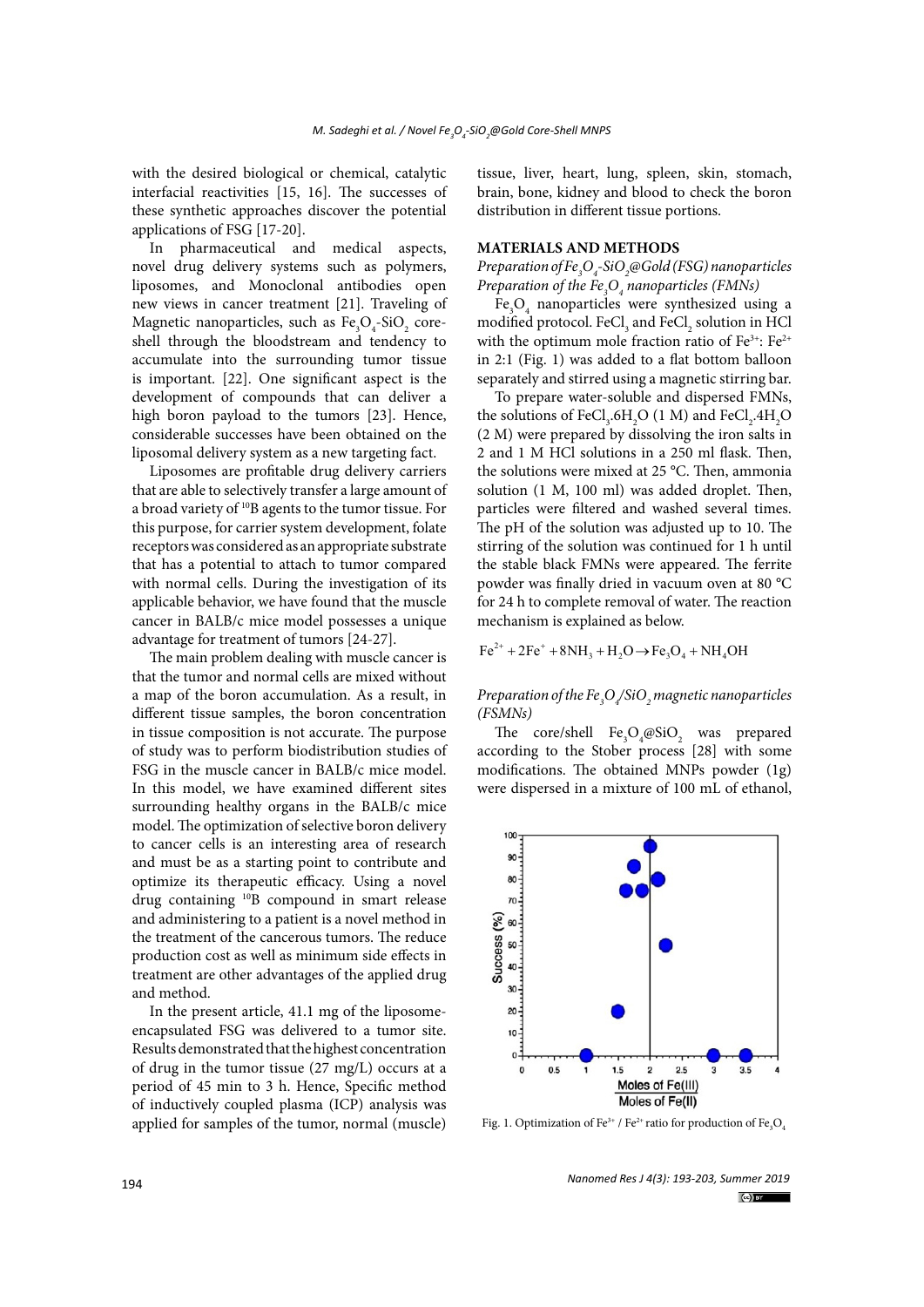with the desired biological or chemical, catalytic interfacial reactivities [15, 16]. The successes of these synthetic approaches discover the potential applications of FSG [17-20].

In pharmaceutical and medical aspects, novel drug delivery systems such as polymers, liposomes, and Monoclonal antibodies open new views in cancer treatment [21]. Traveling of Magnetic nanoparticles, such as $Fe_3O_4$-$SiO_2$ core-shell through the bloodstream and tendency to accumulate into the surrounding tumor tissue is important. [22]. One significant aspect is the development of compounds that can deliver a high boron payload to the tumors [23]. Hence, considerable successes have been obtained on the liposomal delivery system as a new targeting fact.

Liposomes are profitable drug delivery carriers that are able to selectively transfer a large amount of a broad variety of $^{10}B$ agents to the tumor tissue. For this purpose, for carrier system development, folate receptors was considered as an appropriate substrate that has a potential to attach to tumor compared with normal cells. During the investigation of its applicable behavior, we have found that the muscle cancer in BALB/c mice model possesses a unique advantage for treatment of tumors [24-27].

The main problem dealing with muscle cancer is that the tumor and normal cells are mixed without a map of the boron accumulation. As a result, in different tissue samples, the boron concentration in tissue composition is not accurate. The purpose of study was to perform biodistribution studies of FSG in the muscle cancer in BALB/c mice model. In this model, we have examined different sites surrounding healthy organs in the BALB/c mice model. The optimization of selective boron delivery to cancer cells is an interesting area of research and must be as a starting point to contribute and optimize its therapeutic efficacy. Using a novel drug containing $^{10}B$ compound in smart release and administering to a patient is a novel method in the treatment of the cancerous tumors. The reduce production cost as well as minimum side effects in treatment are other advantages of the applied drug and method.

In the present article, 41.1 mg of the liposome-encapsulated FSG was delivered to a tumor site. Results demonstrated that the highest concentration of drug in the tumor tissue (27 mg/L) occurs at a period of 45 min to 3 h. Hence, Specific method of inductively coupled plasma (ICP) analysis was applied for samples of the tumor, normal (muscle) tissue, liver, heart, lung, spleen, skin, stomach, brain, bone, kidney and blood to check the boron distribution in different tissue portions.

## MATERIALS AND METHODS

### *Preparation of $Fe_3O_4$-$SiO_2$@Gold (FSG) nanoparticles*

#### *Preparation of the $Fe_3O_4$ nanoparticles (FMNs)*

$Fe_3O_4$ nanoparticles were synthesized using a modified protocol. $FeCl_3$ and $FeCl_2$ solution in HCl with the optimum mole fraction ratio of $Fe^{3+}$: $Fe^{2+}$ in 2:1 (Fig. 1) was added to a flat bottom balloon separately and stirred using a magnetic stirring bar.

To prepare water-soluble and dispersed FMNs, the solutions of $FeCl_3.6H_2O$ (1 M) and $FeCl_2.4H_2O$ (2 M) were prepared by dissolving the iron salts in 2 and 1 M HCl solutions in a 250 ml flask. Then, the solutions were mixed at 25 °C. Then, ammonia solution (1 M, 100 ml) was added droplet. Then, particles were filtered and washed several times. The pH of the solution was adjusted up to 10. The stirring of the solution was continued for 1 h until the stable black FMNs were appeared. The ferrite powder was finally dried in vacuum oven at 80 °C for 24 h to complete removal of water. The reaction mechanism is explained as below.

$$Fe^{2+} + 2Fe^{+} + 8NH_3 + H_2O \rightarrow Fe_3O_4 + NH_4OH$$

#### *Preparation of the $Fe_3O_4$/$SiO_2$ magnetic nanoparticles (FSMNs)*

The core/shell $Fe_3O_4$@$SiO_2$ was prepared according to the Stober process [28] with some modifications. The obtained MNPs powder (1g) were dispersed in a mixture of 100 mL of ethanol,

Fig. 1. Optimization of $Fe^{3+}$ / $Fe^{2+}$ ratio for production of $Fe_3O_4$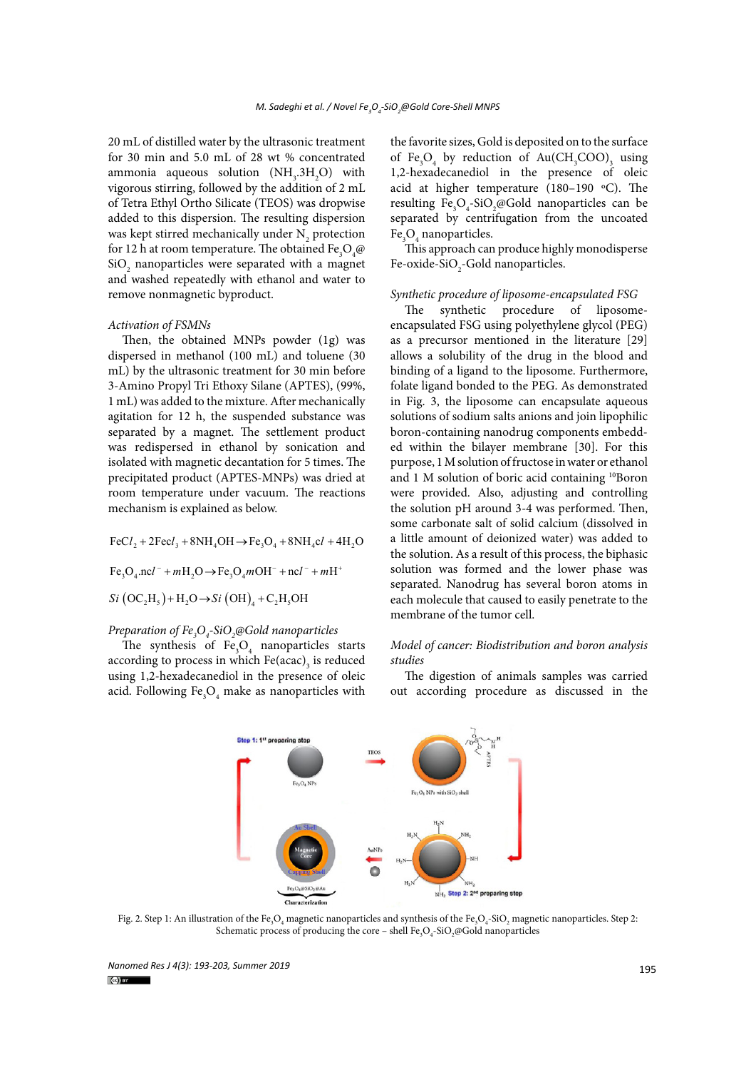20 mL of distilled water by the ultrasonic treatment for 30 min and 5.0 mL of 28 wt % concentrated ammonia aqueous solution ($NH_3.3H_2O$) with vigorous stirring, followed by the addition of 2 mL of Tetra Ethyl Ortho Silicate (TEOS) was dropwise added to this dispersion. The resulting dispersion was kept stirred mechanically under $N_2$ protection for 12 h at room temperature. The obtained $Fe_3O_4$@$SiO_2$ nanoparticles were separated with a magnet and washed repeatedly with ethanol and water to remove nonmagnetic byproduct.

*Activation of FSMNs*

Then, the obtained MNPs powder (1g) was dispersed in methanol (100 mL) and toluene (30 mL) by the ultrasonic treatment for 30 min before 3-Amino Propyl Tri Ethoxy Silane (APTES), (99%, 1 mL) was added to the mixture. After mechanically agitation for 12 h, the suspended substance was separated by a magnet. The settlement product was redispersed in ethanol by sonication and isolated with magnetic decantation for 5 times. The precipitated product (APTES-MNPs) was dried at room temperature under vacuum. The reactions mechanism is explained as below.

$$FeCl_2 + 2FeCl_3 + 8NH_4OH \rightarrow Fe_3O_4 + 8NH_4Cl + 4H_2O$$

$$Fe_3O_4.ncl^- + mH_2O \rightarrow Fe_3O_4mOH^- + ncl^- + mH^+$$

$$Si\left(OC_2H_5\right) + H_2O \rightarrow Si\left(OH\right)_4 + C_2H_5OH$$

*Preparation of $Fe_3O_4$-$SiO_2$@Gold nanoparticles*

The synthesis of $Fe_3O_4$ nanoparticles starts according to process in which $Fe(acac)_3$ is reduced using 1,2-hexadecanediol in the presence of oleic acid. Following $Fe_3O_4$ make as nanoparticles with the favorite sizes, Gold is deposited on to the surface of $Fe_3O_4$ by reduction of $Au(CH_3COO)_3$ using 1,2-hexadecanediol in the presence of oleic acid at higher temperature (180–190 °C). The resulting $Fe_3O_4$-$SiO_2$@Gold nanoparticles can be separated by centrifugation from the uncoated $Fe_3O_4$ nanoparticles.

This approach can produce highly monodisperse Fe-oxide-$SiO_2$-Gold nanoparticles.

*Synthetic procedure of liposome-encapsulated FSG*

The synthetic procedure of liposome-encapsulated FSG using polyethylene glycol (PEG) as a precursor mentioned in the literature [29] allows a solubility of the drug in the blood and binding of a ligand to the liposome. Furthermore, folate ligand bonded to the PEG. As demonstrated in Fig. 3, the liposome can encapsulate aqueous solutions of sodium salts anions and join lipophilic boron-containing nanodrug components embedded within the bilayer membrane [30]. For this purpose, 1 M solution of fructose in water or ethanol and 1 M solution of boric acid containing $^{10}$Boron were provided. Also, adjusting and controlling the solution pH around 3-4 was performed. Then, some carbonate salt of solid calcium (dissolved in a little amount of deionized water) was added to the solution. As a result of this process, the biphasic solution was formed and the lower phase was separated. Nanodrug has several boron atoms in each molecule that caused to easily penetrate to the membrane of the tumor cell.

*Model of cancer: Biodistribution and boron analysis studies*

The digestion of animals samples was carried out according procedure as discussed in the

Fig. 2. Step 1: An illustration of the $Fe_3O_4$ magnetic nanoparticles and synthesis of the $Fe_3O_4$-$SiO_2$ magnetic nanoparticles. Step 2: Schematic process of producing the core – shell $Fe_3O_4$-$SiO_2$@Gold nanoparticles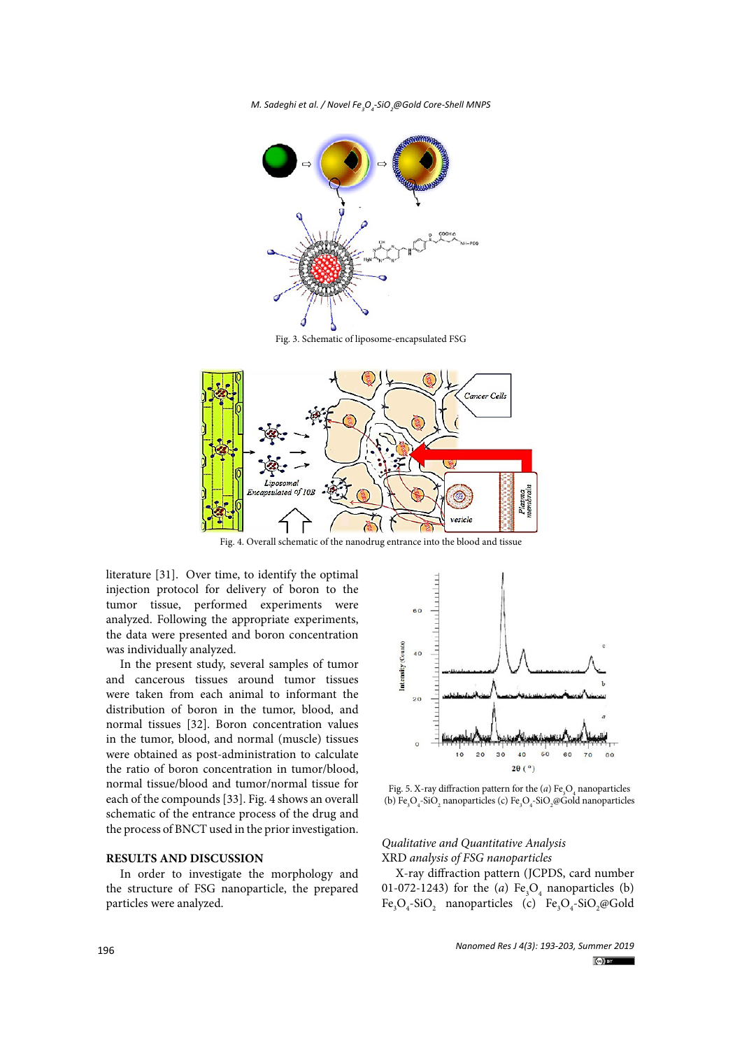Fig. 3. Schematic of liposome-encapsulated FSG

Fig. 4. Overall schematic of the nanodrug entrance into the blood and tissue

literature [31]. Over time, to identify the optimal injection protocol for delivery of boron to the tumor tissue, performed experiments were analyzed. Following the appropriate experiments, the data were presented and boron concentration was individually analyzed.

In the present study, several samples of tumor and cancerous tissues around tumor tissues were taken from each animal to informant the distribution of boron in the tumor, blood, and normal tissues [32]. Boron concentration values in the tumor, blood, and normal (muscle) tissues were obtained as post-administration to calculate the ratio of boron concentration in tumor/blood, normal tissue/blood and tumor/normal tissue for each of the compounds [33]. Fig. 4 shows an overall schematic of the entrance process of the drug and the process of BNCT used in the prior investigation.

## RESULTS AND DISCUSSION

In order to investigate the morphology and the structure of FSG nanoparticle, the prepared particles were analyzed.

Fig. 5. X-ray diffraction pattern for the (*a*) $Fe_3O_4$ nanoparticles (b) $Fe_3O_4$-$SiO_2$ nanoparticles (c) $Fe_3O_4$-$SiO_2$@Gold nanoparticles

*Qualitative and Quantitative Analysis*

*XRD analysis of FSG nanoparticles*

X-ray diffraction pattern (JCPDS, card number 01-072-1243) for the (*a*) $Fe_3O_4$ nanoparticles (b) $Fe_3O_4$-$SiO_2$ nanoparticles (c) $Fe_3O_4$-$SiO_2$@Gold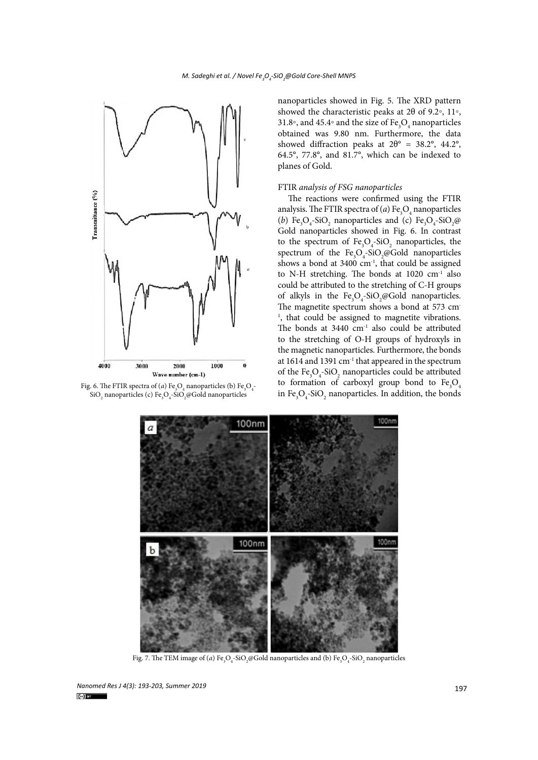nanoparticles showed in Fig. 5. The XRD pattern showed the characteristic peaks at 2θ of 9.2◦, 11◦, 31.8◦, and 45.4◦ and the size of $Fe_3O_4$ nanoparticles obtained was 9.80 nm. Furthermore, the data showed diffraction peaks at 2θ° = 38.2°, 44.2°, 64.5°, 77.8°, and 81.7°, which can be indexed to planes of Gold.

### FTIR *analysis of FSG nanoparticles*

The reactions were confirmed using the FTIR analysis. The FTIR spectra of (*a*) $Fe_3O_4$ nanoparticles (*b*) $Fe_3O_4$-$SiO_2$ nanoparticles and (c) $Fe_3O_4$-$SiO_2$@Gold nanoparticles showed in Fig. 6. In contrast to the spectrum of $Fe_3O_4$-$SiO_2$ nanoparticles, the spectrum of the $Fe_3O_4$-$SiO_2$@Gold nanoparticles shows a bond at 3400 $cm^{-1}$, that could be assigned to N-H stretching. The bonds at 1020 $cm^{-1}$ also could be attributed to the stretching of C-H groups of alkyls in the $Fe_3O_4$-$SiO_2$@Gold nanoparticles. The magnetite spectrum shows a bond at 573 $cm^{-1}$, that could be assigned to magnetite vibrations. The bonds at 3440 $cm^{-1}$ also could be attributed to the stretching of O-H groups of hydroxyls in the magnetic nanoparticles. Furthermore, the bonds at 1614 and 1391 $cm^{-1}$ that appeared in the spectrum of the $Fe_3O_4$-$SiO_2$ nanoparticles could be attributed to formation of carboxyl group bond to $Fe_3O_4$ in $Fe_3O_4$-$SiO_2$ nanoparticles. In addition, the bonds

Fig. 6. The FTIR spectra of (*a*) $Fe_3O_4$ nanoparticles (b) $Fe_3O_4$-$SiO_2$ nanoparticles (c) $Fe_3O_4$-$SiO_2$@Gold nanoparticles

Fig. 7. The TEM image of (*a*) $Fe_3O_4$-$SiO_2$@Gold nanoparticles and (b) $Fe_3O_4$-$SiO_2$ nanoparticles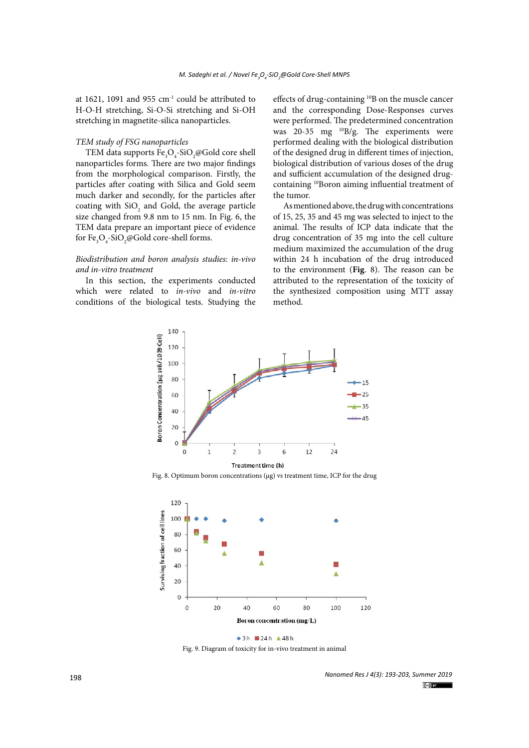at 1621, 1091 and 955 cm$^{-1}$ could be attributed to H-O-H stretching, Si-O-Si stretching and Si-OH stretching in magnetite-silica nanoparticles.

*TEM study of FSG nanoparticles*

TEM data supports $Fe_3O_4$-$SiO_2$@Gold core shell nanoparticles forms. There are two major findings from the morphological comparison. Firstly, the particles after coating with Silica and Gold seem much darker and secondly, for the particles after coating with $SiO_2$ and Gold, the average particle size changed from 9.8 nm to 15 nm. In Fig. 6, the TEM data prepare an important piece of evidence for $Fe_3O_4$-$SiO_2$@Gold core-shell forms.

*Biodistribution and boron analysis studies: in-vivo and in-vitro treatment*

In this section, the experiments conducted which were related to *in-vivo* and *in-vitro* conditions of the biological tests. Studying the effects of drug-containing $^{10}$B on the muscle cancer and the corresponding Dose-Responses curves were performed. The predetermined concentration was 20-35 mg $^{10}$B/g. The experiments were performed dealing with the biological distribution of the designed drug in different times of injection, biological distribution of various doses of the drug and sufficient accumulation of the designed drug-containing $^{10}$Boron aiming influential treatment of the tumor.

As mentioned above, the drug with concentrations of 15, 25, 35 and 45 mg was selected to inject to the animal. The results of ICP data indicate that the drug concentration of 35 mg into the cell culture medium maximized the accumulation of the drug within 24 h incubation of the drug introduced to the environment (**Fig**. 8). The reason can be attributed to the representation of the toxicity of the synthesized composition using MTT assay method.

Fig. 8. Optimum boron concentrations (μg) vs treatment time, ICP for the drug

Fig. 9. Diagram of toxicity for in-vivo treatment in animal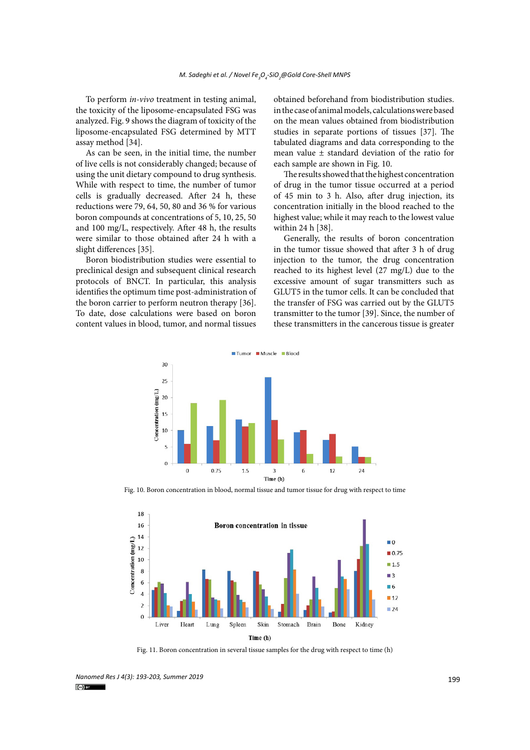To perform *in-vivo* treatment in testing animal, the toxicity of the liposome-encapsulated FSG was analyzed. Fig. 9 shows the diagram of toxicity of the liposome-encapsulated FSG determined by MTT assay method [34].

As can be seen, in the initial time, the number of live cells is not considerably changed; because of using the unit dietary compound to drug synthesis. While with respect to time, the number of tumor cells is gradually decreased. After 24 h, these reductions were 79, 64, 50, 80 and 36 % for various boron compounds at concentrations of 5, 10, 25, 50 and 100 mg/L, respectively. After 48 h, the results were similar to those obtained after 24 h with a slight differences [35].

Boron biodistribution studies were essential to preclinical design and subsequent clinical research protocols of BNCT. In particular, this analysis identifies the optimum time post-administration of the boron carrier to perform neutron therapy [36]. To date, dose calculations were based on boron content values in blood, tumor, and normal tissues obtained beforehand from biodistribution studies. in the case of animal models, calculations were based on the mean values obtained from biodistribution studies in separate portions of tissues [37]. The tabulated diagrams and data corresponding to the mean value ± standard deviation of the ratio for each sample are shown in Fig. 10.

The results showed that the highest concentration of drug in the tumor tissue occurred at a period of 45 min to 3 h. Also, after drug injection, its concentration initially in the blood reached to the highest value; while it may reach to the lowest value within 24 h [38].

Generally, the results of boron concentration in the tumor tissue showed that after 3 h of drug injection to the tumor, the drug concentration reached to its highest level (27 mg/L) due to the excessive amount of sugar transmitters such as GLUT5 in the tumor cells. It can be concluded that the transfer of FSG was carried out by the GLUT5 transmitter to the tumor [39]. Since, the number of these transmitters in the cancerous tissue is greater

Fig. 10. Boron concentration in blood, normal tissue and tumor tissue for drug with respect to time

Fig. 11. Boron concentration in several tissue samples for the drug with respect to time (h)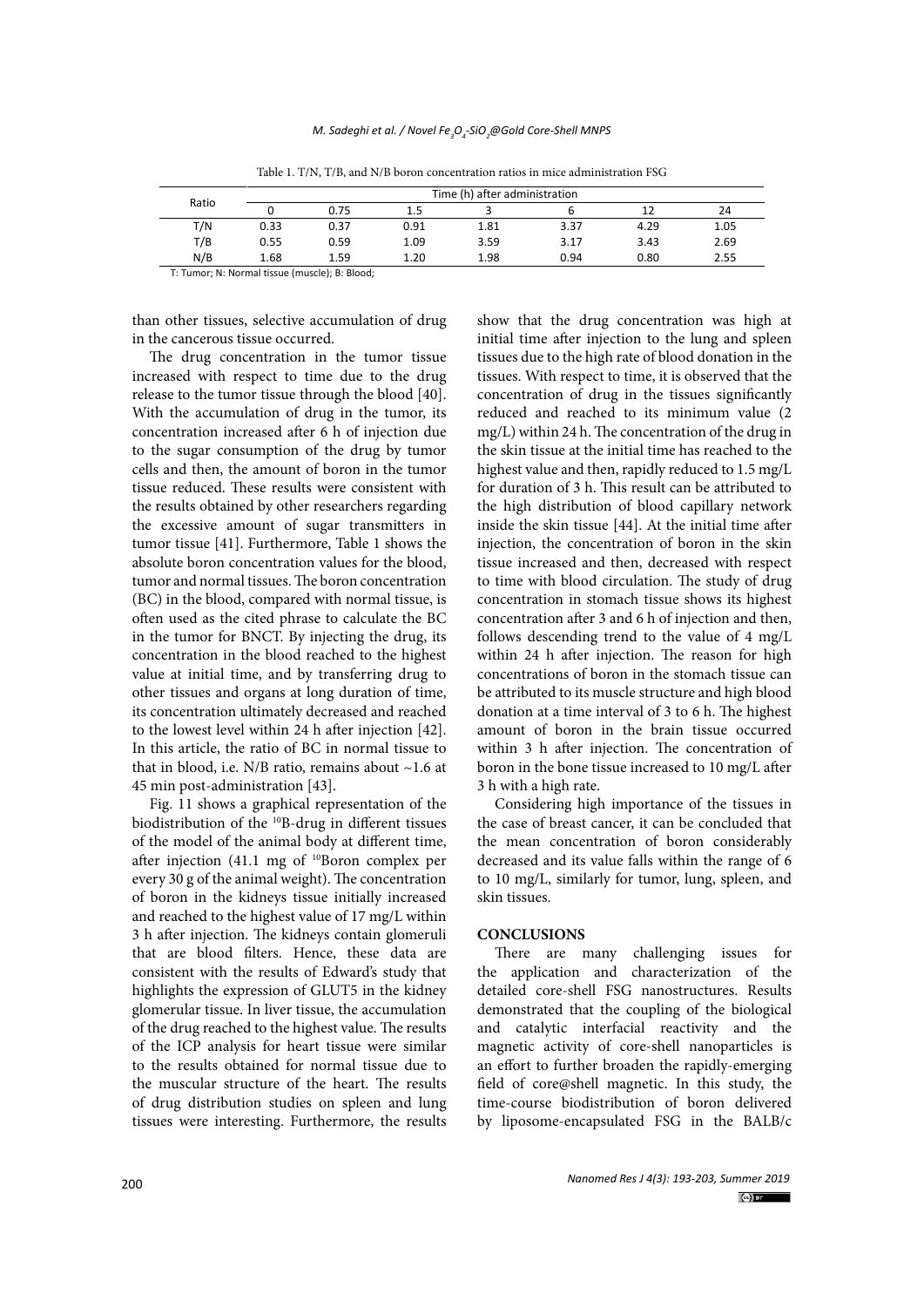Table 1. T/N, T/B, and N/B boron concentration ratios in mice administration FSG

| Ratio | Time (h) after administration | | | | | | |
|---|---|---|---|---|---|---|---|
| | 0 | 0.75 | 1.5 | 3 | 6 | 12 | 24 |
| T/N | 0.33 | 0.37 | 0.91 | 1.81 | 3.37 | 4.29 | 1.05 |
| T/B | 0.55 | 0.59 | 1.09 | 3.59 | 3.17 | 3.43 | 2.69 |
| N/B | 1.68 | 1.59 | 1.20 | 1.98 | 0.94 | 0.80 | 2.55 |

T: Tumor; N: Normal tissue (muscle); B: Blood;

than other tissues, selective accumulation of drug in the cancerous tissue occurred.

The drug concentration in the tumor tissue increased with respect to time due to the drug release to the tumor tissue through the blood [40]. With the accumulation of drug in the tumor, its concentration increased after 6 h of injection due to the sugar consumption of the drug by tumor cells and then, the amount of boron in the tumor tissue reduced. These results were consistent with the results obtained by other researchers regarding the excessive amount of sugar transmitters in tumor tissue [41]. Furthermore, Table 1 shows the absolute boron concentration values for the blood, tumor and normal tissues. The boron concentration (BC) in the blood, compared with normal tissue, is often used as the cited phrase to calculate the BC in the tumor for BNCT. By injecting the drug, its concentration in the blood reached to the highest value at initial time, and by transferring drug to other tissues and organs at long duration of time, its concentration ultimately decreased and reached to the lowest level within 24 h after injection [42]. In this article, the ratio of BC in normal tissue to that in blood, i.e. N/B ratio, remains about ~1.6 at 45 min post-administration [43].

Fig. 11 shows a graphical representation of the biodistribution of the $^{10}$B-drug in different tissues of the model of the animal body at different time, after injection (41.1 mg of $^{10}$Boron complex per every 30 g of the animal weight). The concentration of boron in the kidneys tissue initially increased and reached to the highest value of 17 mg/L within 3 h after injection. The kidneys contain glomeruli that are blood filters. Hence, these data are consistent with the results of Edward's study that highlights the expression of GLUT5 in the kidney glomerular tissue. In liver tissue, the accumulation of the drug reached to the highest value. The results of the ICP analysis for heart tissue were similar to the results obtained for normal tissue due to the muscular structure of the heart. The results of drug distribution studies on spleen and lung tissues were interesting. Furthermore, the results show that the drug concentration was high at initial time after injection to the lung and spleen tissues due to the high rate of blood donation in the tissues. With respect to time, it is observed that the concentration of drug in the tissues significantly reduced and reached to its minimum value (2 mg/L) within 24 h. The concentration of the drug in the skin tissue at the initial time has reached to the highest value and then, rapidly reduced to 1.5 mg/L for duration of 3 h. This result can be attributed to the high distribution of blood capillary network inside the skin tissue [44]. At the initial time after injection, the concentration of boron in the skin tissue increased and then, decreased with respect to time with blood circulation. The study of drug concentration in stomach tissue shows its highest concentration after 3 and 6 h of injection and then, follows descending trend to the value of 4 mg/L within 24 h after injection. The reason for high concentrations of boron in the stomach tissue can be attributed to its muscle structure and high blood donation at a time interval of 3 to 6 h. The highest amount of boron in the brain tissue occurred within 3 h after injection. The concentration of boron in the bone tissue increased to 10 mg/L after 3 h with a high rate.

Considering high importance of the tissues in the case of breast cancer, it can be concluded that the mean concentration of boron considerably decreased and its value falls within the range of 6 to 10 mg/L, similarly for tumor, lung, spleen, and skin tissues.

## CONCLUSIONS

There are many challenging issues for the application and characterization of the detailed core-shell FSG nanostructures. Results demonstrated that the coupling of the biological and catalytic interfacial reactivity and the magnetic activity of core-shell nanoparticles is an effort to further broaden the rapidly-emerging field of core@shell magnetic. In this study, the time-course biodistribution of boron delivered by liposome-encapsulated FSG in the BALB/c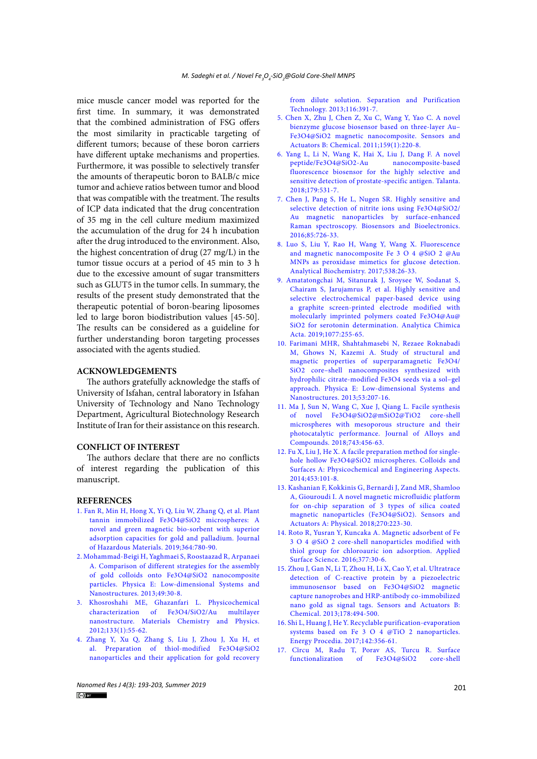mice muscle cancer model was reported for the first time. In summary, it was demonstrated that the combined administration of FSG offers the most similarity in practicable targeting of different tumors; because of these boron carriers have different uptake mechanisms and properties. Furthermore, it was possible to selectively transfer the amounts of therapeutic boron to BALB/c mice tumor and achieve ratios between tumor and blood that was compatible with the treatment. The results of ICP data indicated that the drug concentration of 35 mg in the cell culture medium maximized the accumulation of the drug for 24 h incubation after the drug introduced to the environment. Also, the highest concentration of drug (27 mg/L) in the tumor tissue occurs at a period of 45 min to 3 h due to the excessive amount of sugar transmitters such as GLUT5 in the tumor cells. In summary, the results of the present study demonstrated that the therapeutic potential of boron-bearing liposomes led to large boron biodistribution values [45-50]. The results can be considered as a guideline for further understanding boron targeting processes associated with the agents studied.

## ACKNOWLEDGEMENTS

The authors gratefully acknowledge the staffs of University of Isfahan, central laboratory in Isfahan University of Technology and Nano Technology Department, Agricultural Biotechnology Research Institute of Iran for their assistance on this research.

## CONFLICT OF INTEREST

The authors declare that there are no conflicts of interest regarding the publication of this manuscript.

## REFERENCES

1. Fan R, Min H, Hong X, Yi Q, Liu W, Zhang Q, et al. Plant tannin immobilized Fe3O4@SiO2 microspheres: A novel and green magnetic bio-sorbent with superior adsorption capacities for gold and palladium. Journal of Hazardous Materials. 2019;364:780-90.
2. Mohammad-Beigi H, Yaghmaei S, Roostaazad R, Arpanaei A. Comparison of different strategies for the assembly of gold colloids onto Fe3O4@SiO2 nanocomposite particles. Physica E: Low-dimensional Systems and Nanostructures. 2013;49:30-8.
3. Khosroshahi ME, Ghazanfari L. Physicochemical characterization of Fe3O4/SiO2/Au multilayer nanostructure. Materials Chemistry and Physics. 2012;133(1):55-62.
4. Zhang Y, Xu Q, Zhang S, Liu J, Zhou J, Xu H, et al. Preparation of thiol-modified Fe3O4@SiO2 nanoparticles and their application for gold recovery from dilute solution. Separation and Purification Technology. 2013;116:391-7.
5. Chen X, Zhu J, Chen Z, Xu C, Wang Y, Yao C. A novel bienzyme glucose biosensor based on three-layer Au–Fe3O4@SiO2 magnetic nanocomposite. Sensors and Actuators B: Chemical. 2011;159(1):220-8.
6. Yang L, Li N, Wang K, Hai X, Liu J, Dang F. A novel peptide/Fe3O4@SiO2-Au nanocomposite-based fluorescence biosensor for the highly selective and sensitive detection of prostate-specific antigen. Talanta. 2018;179:531-7.
7. Chen J, Pang S, He L, Nugen SR. Highly sensitive and selective detection of nitrite ions using Fe3O4@SiO2/Au magnetic nanoparticles by surface-enhanced Raman spectroscopy. Biosensors and Bioelectronics. 2016;85:726-33.
8. Luo S, Liu Y, Rao H, Wang Y, Wang X. Fluorescence and magnetic nanocomposite Fe 3 O 4 @SiO 2 @Au MNPs as peroxidase mimetics for glucose detection. Analytical Biochemistry. 2017;538:26-33.
9. Amatatongchai M, Sitanurak J, Sroysee W, Sodanat S, Chairam S, Jarujamrus P, et al. Highly sensitive and selective electrochemical paper-based device using a graphite screen-printed electrode modified with molecularly imprinted polymers coated Fe3O4@Au@SiO2 for serotonin determination. Analytica Chimica Acta. 2019;1077:255-65.
10. Farimani MHR, Shahtahmasebi N, Rezaee Roknabadi M, Ghows N, Kazemi A. Study of structural and magnetic properties of superparamagnetic Fe3O4/SiO2 core–shell nanocomposites synthesized with hydrophilic citrate-modified Fe3O4 seeds via a sol–gel approach. Physica E: Low-dimensional Systems and Nanostructures. 2013;53:207-16.
11. Ma J, Sun N, Wang C, Xue J, Qiang L. Facile synthesis of novel Fe3O4@SiO2@mSiO2@TiO2 core-shell microspheres with mesoporous structure and their photocatalytic performance. Journal of Alloys and Compounds. 2018;743:456-63.
12. Fu X, Liu J, He X. A facile preparation method for single-hole hollow Fe3O4@SiO2 microspheres. Colloids and Surfaces A: Physicochemical and Engineering Aspects. 2014;453:101-8.
13. Kashanian F, Kokkinis G, Bernardi J, Zand MR, Shamloo A, Giouroudi I. A novel magnetic microfluidic platform for on-chip separation of 3 types of silica coated magnetic nanoparticles (Fe3O4@SiO2). Sensors and Actuators A: Physical. 2018;270:223-30.
14. Roto R, Yusran Y, Kuncaka A. Magnetic adsorbent of Fe 3 O 4 @SiO 2 core-shell nanoparticles modified with thiol group for chloroauric ion adsorption. Applied Surface Science. 2016;377:30-6.
15. Zhou J, Gan N, Li T, Zhou H, Li X, Cao Y, et al. Ultratrace detection of C-reactive protein by a piezoelectric immunosensor based on Fe3O4@SiO2 magnetic capture nanoprobes and HRP-antibody co-immobilized nano gold as signal tags. Sensors and Actuators B: Chemical. 2013;178:494-500.
16. Shi L, Huang J, He Y. Recyclable purification-evaporation systems based on Fe 3 O 4 @TiO 2 nanoparticles. Energy Procedia. 2017;142:356-61.
17. Circu M, Radu T, Porav AS, Turcu R. Surface functionalization of Fe3O4@SiO2 core-shell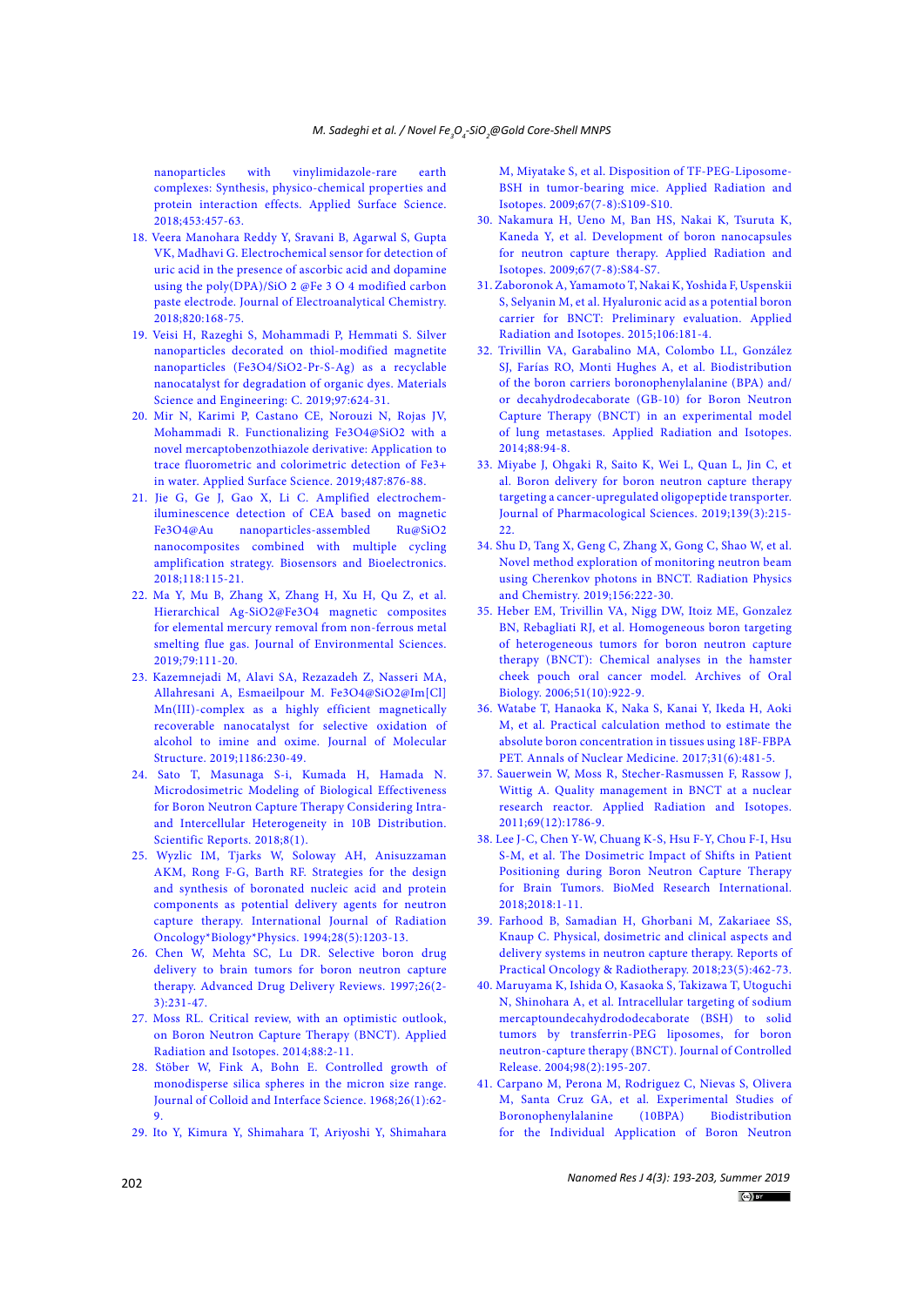nanoparticles with vinylimidazole-rare earth complexes: Synthesis, physico-chemical properties and protein interaction effects. Applied Surface Science. 2018;453:457-63.

18. Veera Manohara Reddy Y, Sravani B, Agarwal S, Gupta VK, Madhavi G. Electrochemical sensor for detection of uric acid in the presence of ascorbic acid and dopamine using the poly(DPA)/SiO 2 @Fe 3 O 4 modified carbon paste electrode. Journal of Electroanalytical Chemistry. 2018;820:168-75.
19. Veisi H, Razeghi S, Mohammadi P, Hemmati S. Silver nanoparticles decorated on thiol-modified magnetite nanoparticles (Fe3O4/SiO2-Pr-S-Ag) as a recyclable nanocatalyst for degradation of organic dyes. Materials Science and Engineering: C. 2019;97:624-31.
20. Mir N, Karimi P, Castano CE, Norouzi N, Rojas JV, Mohammadi R. Functionalizing Fe3O4@SiO2 with a novel mercaptobenzothiazole derivative: Application to trace fluorometric and colorimetric detection of Fe3+ in water. Applied Surface Science. 2019;487:876-88.
21. Jie G, Ge J, Gao X, Li C. Amplified electrochemiluminescence detection of CEA based on magnetic Fe3O4@Au nanoparticles-assembled Ru@SiO2 nanocomposites combined with multiple cycling amplification strategy. Biosensors and Bioelectronics. 2018;118:115-21.
22. Ma Y, Mu B, Zhang X, Zhang H, Xu H, Qu Z, et al. Hierarchical Ag-SiO2@Fe3O4 magnetic composites for elemental mercury removal from non-ferrous metal smelting flue gas. Journal of Environmental Sciences. 2019;79:111-20.
23. Kazemnejadi M, Alavi SA, Rezazadeh Z, Nasseri MA, Allahresani A, Esmaeilpour M. Fe3O4@SiO2@Im[Cl]Mn(III)-complex as a highly efficient magnetically recoverable nanocatalyst for selective oxidation of alcohol to imine and oxime. Journal of Molecular Structure. 2019;1186:230-49.
24. Sato T, Masunaga S-i, Kumada H, Hamada N. Microdosimetric Modeling of Biological Effectiveness for Boron Neutron Capture Therapy Considering Intra- and Intercellular Heterogeneity in 10B Distribution. Scientific Reports. 2018;8(1).
25. Wyzlic IM, Tjarks W, Soloway AH, Anisuzzaman AKM, Rong F-G, Barth RF. Strategies for the design and synthesis of boronated nucleic acid and protein components as potential delivery agents for neutron capture therapy. International Journal of Radiation Oncology*Biology*Physics. 1994;28(5):1203-13.
26. Chen W, Mehta SC, Lu DR. Selective boron drug delivery to brain tumors for boron neutron capture therapy. Advanced Drug Delivery Reviews. 1997;26(2-3):231-47.
27. Moss RL. Critical review, with an optimistic outlook, on Boron Neutron Capture Therapy (BNCT). Applied Radiation and Isotopes. 2014;88:2-11.
28. Stöber W, Fink A, Bohn E. Controlled growth of monodisperse silica spheres in the micron size range. Journal of Colloid and Interface Science. 1968;26(1):62-9.
29. Ito Y, Kimura Y, Shimahara T, Ariyoshi Y, Shimahara M, Miyatake S, et al. Disposition of TF-PEG-Liposome-BSH in tumor-bearing mice. Applied Radiation and Isotopes. 2009;67(7-8):S109-S10.
30. Nakamura H, Ueno M, Ban HS, Nakai K, Tsuruta K, Kaneda Y, et al. Development of boron nanocapsules for neutron capture therapy. Applied Radiation and Isotopes. 2009;67(7-8):S84-S7.
31. Zaboronok A, Yamamoto T, Nakai K, Yoshida F, Uspenskii S, Selyanin M, et al. Hyaluronic acid as a potential boron carrier for BNCT: Preliminary evaluation. Applied Radiation and Isotopes. 2015;106:181-4.
32. Trivillin VA, Garabalino MA, Colombo LL, González SJ, Farías RO, Monti Hughes A, et al. Biodistribution of the boron carriers boronophenylalanine (BPA) and/or decahydrodecaborate (GB-10) for Boron Neutron Capture Therapy (BNCT) in an experimental model of lung metastases. Applied Radiation and Isotopes. 2014;88:94-8.
33. Miyabe J, Ohgaki R, Saito K, Wei L, Quan L, Jin C, et al. Boron delivery for boron neutron capture therapy targeting a cancer-upregulated oligopeptide transporter. Journal of Pharmacological Sciences. 2019;139(3):215-22.
34. Shu D, Tang X, Geng C, Zhang X, Gong C, Shao W, et al. Novel method of monitoring neutron beam using Cherenkov photons in BNCT. Radiation Physics and Chemistry. 2019;156:222-30.
35. Heber EM, Trivillin VA, Nigg DW, Itoiz ME, Gonzalez BN, Rebagliati RJ, et al. Homogeneous boron targeting of heterogeneous tumors for boron neutron capture therapy (BNCT): Chemical analyses in the hamster cheek pouch oral cancer model. Archives of Oral Biology. 2006;51(10):922-9.
36. Watabe T, Hanaoka K, Naka S, Kanai Y, Ikeda H, Aoki M, et al. Practical calculation method to estimate the absolute boron concentration in tissues using 18F-FBPA PET. Annals of Nuclear Medicine. 2017;31(6):481-5.
37. Sauerwein W, Moss R, Stecher-Rasmussen F, Rassow J, Wittig A. Quality management in BNCT at a nuclear research reactor. Applied Radiation and Isotopes. 2011;69(12):1786-9.
38. Lee J-C, Chen Y-W, Chuang K-S, Hsu F-Y, Chou F-I, Hsu S-M, et al. The Dosimetric Impact of Shifts in Patient Positioning during Boron Neutron Capture Therapy for Brain Tumors. BioMed Research International. 2018;2018:1-11.
39. Farhood B, Samadian H, Ghorbani M, Zakariaee SS, Knaup C. Physical, dosimetric and clinical aspects and delivery systems in neutron capture therapy. Reports of Practical Oncology & Radiotherapy. 2018;23(5):462-73.
40. Maruyama K, Ishida O, Kasaoka S, Takizawa T, Utoguchi N, Shinohara A, et al. Intracellular targeting of sodium mercaptoundecahydrododecaborate (BSH) to solid tumors by transferrin-PEG liposomes, for boron neutron-capture therapy (BNCT). Journal of Controlled Release. 2004;98(2):195-207.
41. Carpano M, Perona M, Rodriguez C, Nievas S, Olivera M, Santa Cruz GA, et al. Experimental Studies of Boronophenylalanine (10BPA) Biodistribution for the Individual Application of Boron Neutron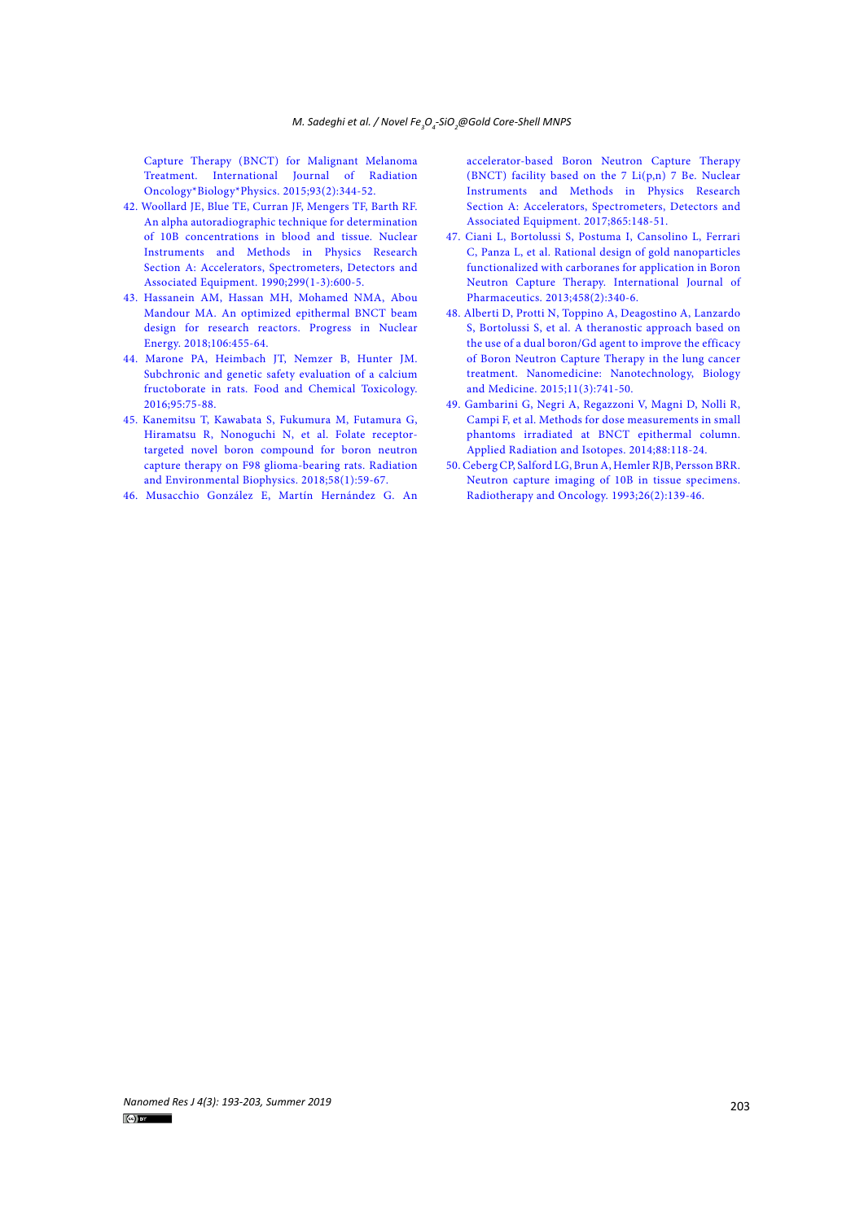Capture Therapy (BNCT) for Malignant Melanoma Treatment. International Journal of Radiation Oncology*Biology*Physics. 2015;93(2):344-52.

42. Woollard JE, Blue TE, Curran JF, Mengers TF, Barth RF. An alpha autoradiographic technique for determination of 10B concentrations in blood and tissue. Nuclear Instruments and Methods in Physics Research Section A: Accelerators, Spectrometers, Detectors and Associated Equipment. 1990;299(1-3):600-5.
43. Hassanein AM, Hassan MH, Mohamed NMA, Abou Mandour MA. An optimized epithermal BNCT beam design for research reactors. Progress in Nuclear Energy. 2018;106:455-64.
44. Marone PA, Heimbach JT, Nemzer B, Hunter JM. Subchronic and genetic safety evaluation of a calcium fructoborate in rats. Food and Chemical Toxicology. 2016;95:75-88.
45. Kanemitsu T, Kawabata S, Fukumura M, Futamura G, Hiramatsu R, Nonoguchi N, et al. Folate receptor-targeted novel boron compound for boron neutron capture therapy on F98 glioma-bearing rats. Radiation and Environmental Biophysics. 2018;58(1):59-67.
46. Musacchio González E, Martín Hernández G. An accelerator-based Boron Neutron Capture Therapy (BNCT) facility based on the 7 Li(p,n) 7 Be. Nuclear Instruments and Methods in Physics Research Section A: Accelerators, Spectrometers, Detectors and Associated Equipment. 2017;865:148-51.
47. Ciani L, Bortolussi S, Postuma I, Cansolino L, Ferrari C, Panza L, et al. Rational design of gold nanoparticles functionalized with carboranes for application in Boron Neutron Capture Therapy. International Journal of Pharmaceutics. 2013;458(2):340-6.
48. Alberti D, Protti N, Toppino A, Deagostino A, Lanzardo S, Bortolussi S, et al. A theranostic approach based on the use of a dual boron/Gd agent to improve the efficacy of Boron Neutron Capture Therapy in the lung cancer treatment. Nanomedicine: Nanotechnology, Biology and Medicine. 2015;11(3):741-50.
49. Gambarini G, Negri A, Regazzoni V, Magni D, Nolli R, Campi F, et al. Methods for dose measurements in small phantoms irradiated at BNCT epithermal column. Applied Radiation and Isotopes. 2014;88:118-24.
50. Ceberg CP, Salford LG, Brun A, Hemler RJB, Persson BRR. Neutron capture imaging of 10B in tissue specimens. Radiotherapy and Oncology. 1993;26(2):139-46.